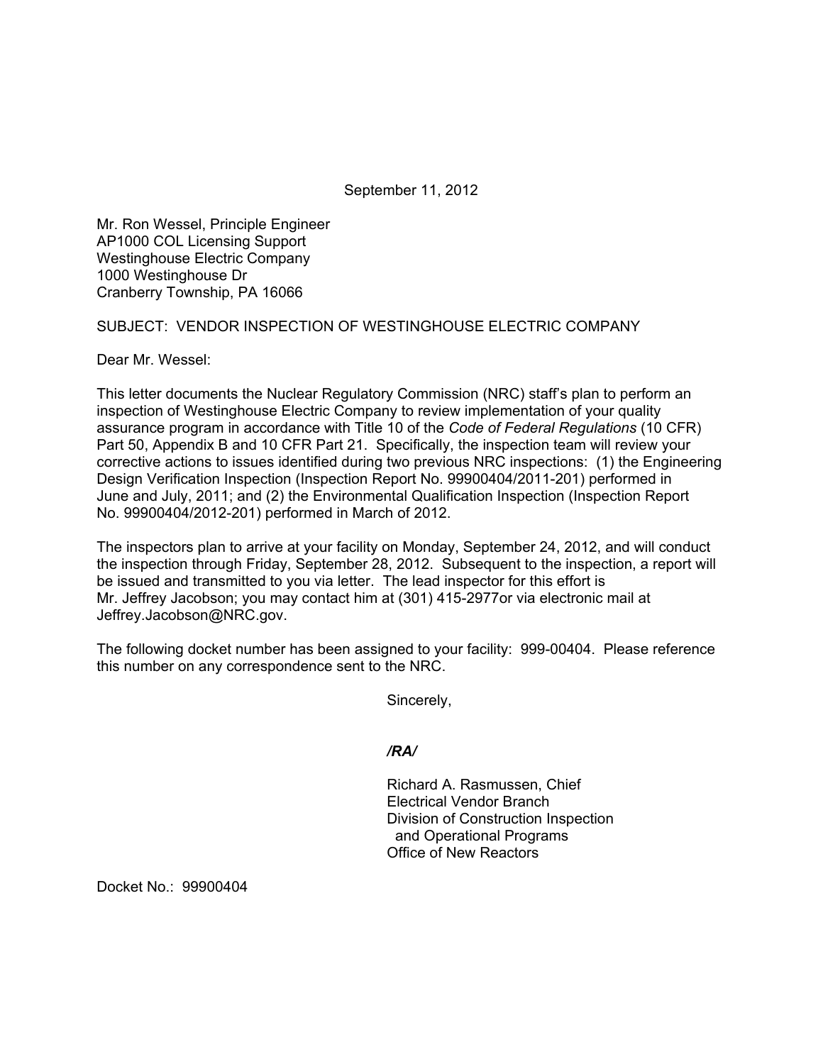September 11, 2012

Mr. Ron Wessel, Principle Engineer
AP1000 COL Licensing Support
Westinghouse Electric Company
1000 Westinghouse Dr
Cranberry Township, PA 16066

SUBJECT: VENDOR INSPECTION OF WESTINGHOUSE ELECTRIC COMPANY

Dear Mr. Wessel:

This letter documents the Nuclear Regulatory Commission (NRC) staff's plan to perform an inspection of Westinghouse Electric Company to review implementation of your quality assurance program in accordance with Title 10 of the *Code of Federal Regulations* (10 CFR) Part 50, Appendix B and 10 CFR Part 21. Specifically, the inspection team will review your corrective actions to issues identified during two previous NRC inspections: (1) the Engineering Design Verification Inspection (Inspection Report No. 99900404/2011-201) performed in June and July, 2011; and (2) the Environmental Qualification Inspection (Inspection Report No. 99900404/2012-201) performed in March of 2012.

The inspectors plan to arrive at your facility on Monday, September 24, 2012, and will conduct the inspection through Friday, September 28, 2012. Subsequent to the inspection, a report will be issued and transmitted to you via letter. The lead inspector for this effort is Mr. Jeffrey Jacobson; you may contact him at (301) 415-2977or via electronic mail at Jeffrey.Jacobson@NRC.gov.

The following docket number has been assigned to your facility: 999-00404. Please reference this number on any correspondence sent to the NRC.

Sincerely,

*/RA/*

Richard A. Rasmussen, Chief
Electrical Vendor Branch
Division of Construction Inspection
and Operational Programs
Office of New Reactors

Docket No.: 99900404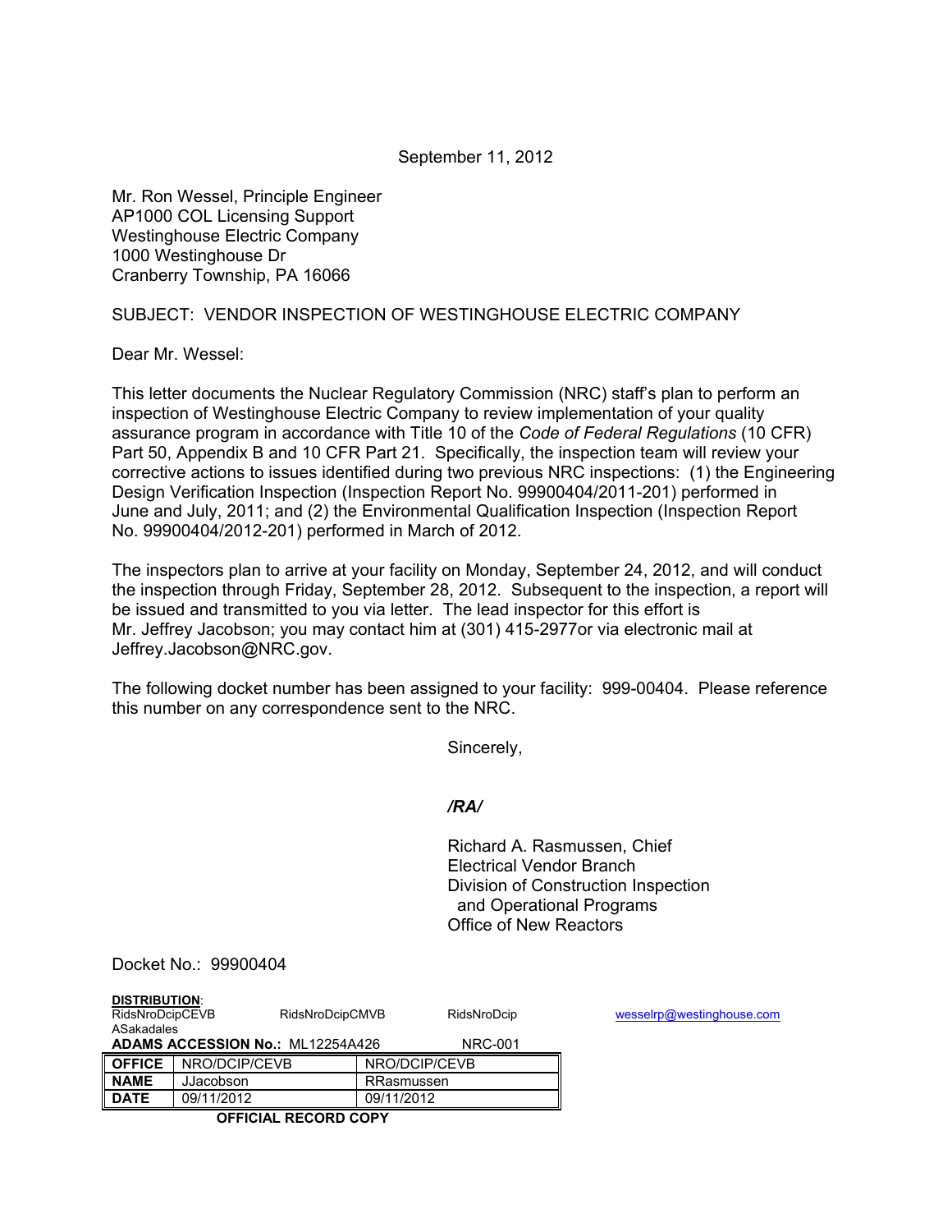September 11, 2012

Mr. Ron Wessel, Principle Engineer
AP1000 COL Licensing Support
Westinghouse Electric Company
1000 Westinghouse Dr
Cranberry Township, PA 16066

SUBJECT: VENDOR INSPECTION OF WESTINGHOUSE ELECTRIC COMPANY

Dear Mr. Wessel:

This letter documents the Nuclear Regulatory Commission (NRC) staff's plan to perform an inspection of Westinghouse Electric Company to review implementation of your quality assurance program in accordance with Title 10 of the *Code of Federal Regulations* (10 CFR) Part 50, Appendix B and 10 CFR Part 21. Specifically, the inspection team will review your corrective actions to issues identified during two previous NRC inspections: (1) the Engineering Design Verification Inspection (Inspection Report No. 99900404/2011-201) performed in June and July, 2011; and (2) the Environmental Qualification Inspection (Inspection Report No. 99900404/2012-201) performed in March of 2012.

The inspectors plan to arrive at your facility on Monday, September 24, 2012, and will conduct the inspection through Friday, September 28, 2012. Subsequent to the inspection, a report will be issued and transmitted to you via letter. The lead inspector for this effort is Mr. Jeffrey Jacobson; you may contact him at (301) 415-2977or via electronic mail at Jeffrey.Jacobson@NRC.gov.

The following docket number has been assigned to your facility: 999-00404. Please reference this number on any correspondence sent to the NRC.

Sincerely,

*/RA/*

Richard A. Rasmussen, Chief
Electrical Vendor Branch
Division of Construction Inspection
and Operational Programs
Office of New Reactors

Docket No.: 99900404

**DISTRIBUTION**:
RidsNroDcipCEVB RidsNroDcipCMVB RidsNroDcip wesselrp@westinghouse.com
ASakadales

**ADAMS ACCESSION No.:** ML12254A426 NRC-001

| **OFFICE** | NRO/DCIP/CEVB | NRO/DCIP/CEVB |
|---|---|---|
| **NAME** | JJacobson | RRasmussen |
| **DATE** | 09/11/2012 | 09/11/2012 |

**OFFICIAL RECORD COPY**